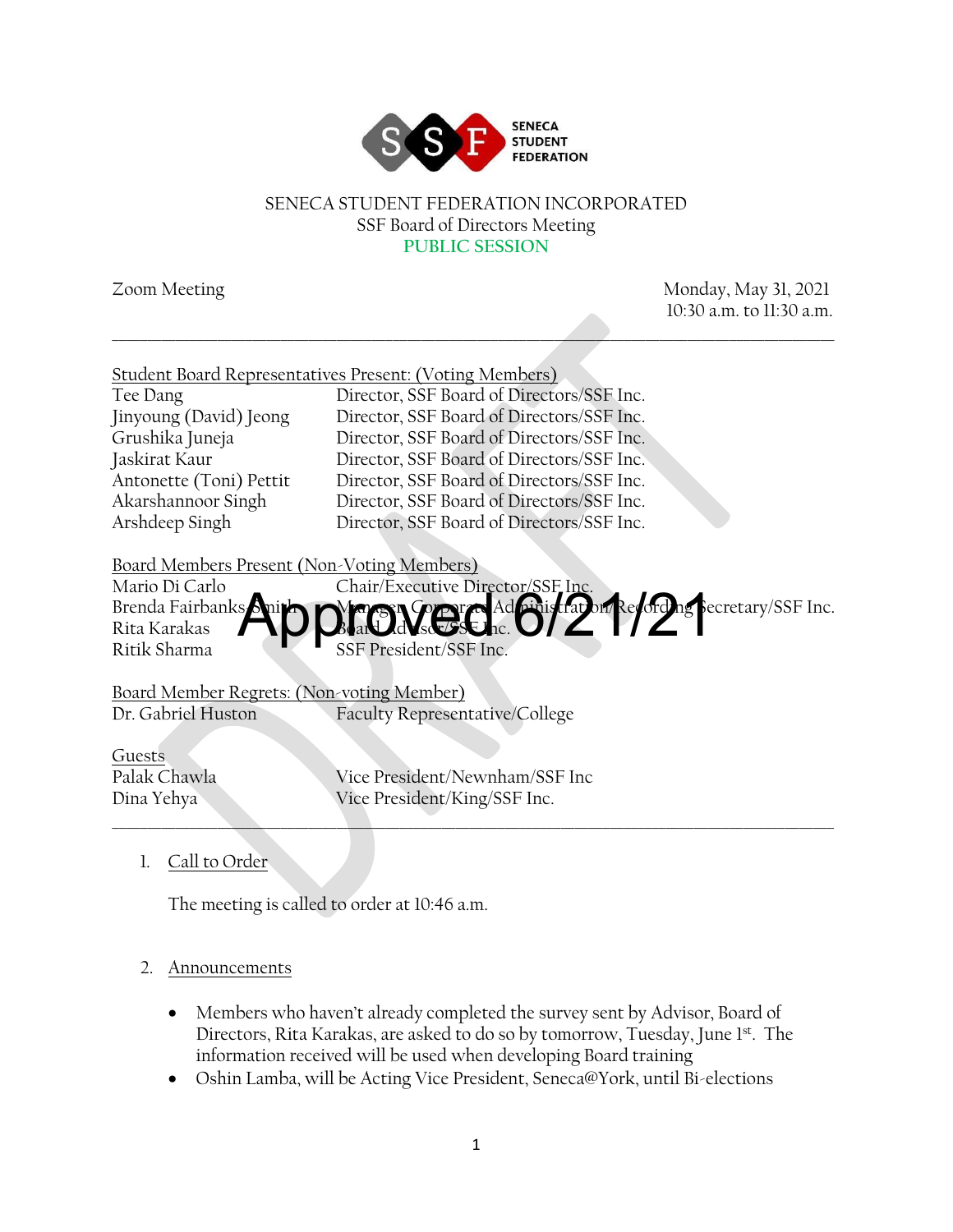SENECA STUDENT FEDERATION

SENECA STUDENT FEDERATION INCORPORATED
SSF Board of Directors Meeting
PUBLIC SESSION

Zoom Meeting

Monday, May 31, 2021
10:30 a.m. to 11:30 a.m.

DRAFT

Approved 6/21/21

---

Student Board Representatives Present: (Voting Members)

| | |
|---|---|
| Tee Dang | Director, SSF Board of Directors/SSF Inc. |
| Jinyoung (David) Jeong | Director, SSF Board of Directors/SSF Inc. |
| Grushika Juneja | Director, SSF Board of Directors/SSF Inc. |
| Jaskirat Kaur | Director, SSF Board of Directors/SSF Inc. |
| Antonette (Toni) Pettit | Director, SSF Board of Directors/SSF Inc. |
| Akarshannoor Singh | Director, SSF Board of Directors/SSF Inc. |
| Arshdeep Singh | Director, SSF Board of Directors/SSF Inc. |

Board Members Present (Non-Voting Members)

| | |
|---|---|
| Mario Di Carlo | Chair/Executive Director/SSF Inc. |
| Brenda Fairbanks-Smith | Manager, Corporate Administration/Recording Secretary/SSF Inc. |
| Rita Karakas | Board Advisor/SSF Inc. |
| Ritik Sharma | SSF President/SSF Inc. |

Board Member Regrets: (Non-voting Member)

| | |
|---|---|
| Dr. Gabriel Huston | Faculty Representative/College |

Guests

| | |
|---|---|
| Palak Chawla | Vice President/Newnham/SSF Inc |
| Dina Yehya | Vice President/King/SSF Inc. |

---

1. Call to Order

   The meeting is called to order at 10:46 a.m.

2. Announcements

   - Members who haven't already completed the survey sent by Advisor, Board of Directors, Rita Karakas, are asked to do so by tomorrow, Tuesday, June 1st. The information received will be used when developing Board training
   - Oshin Lamba, will be Acting Vice President, Seneca@York, until Bi-elections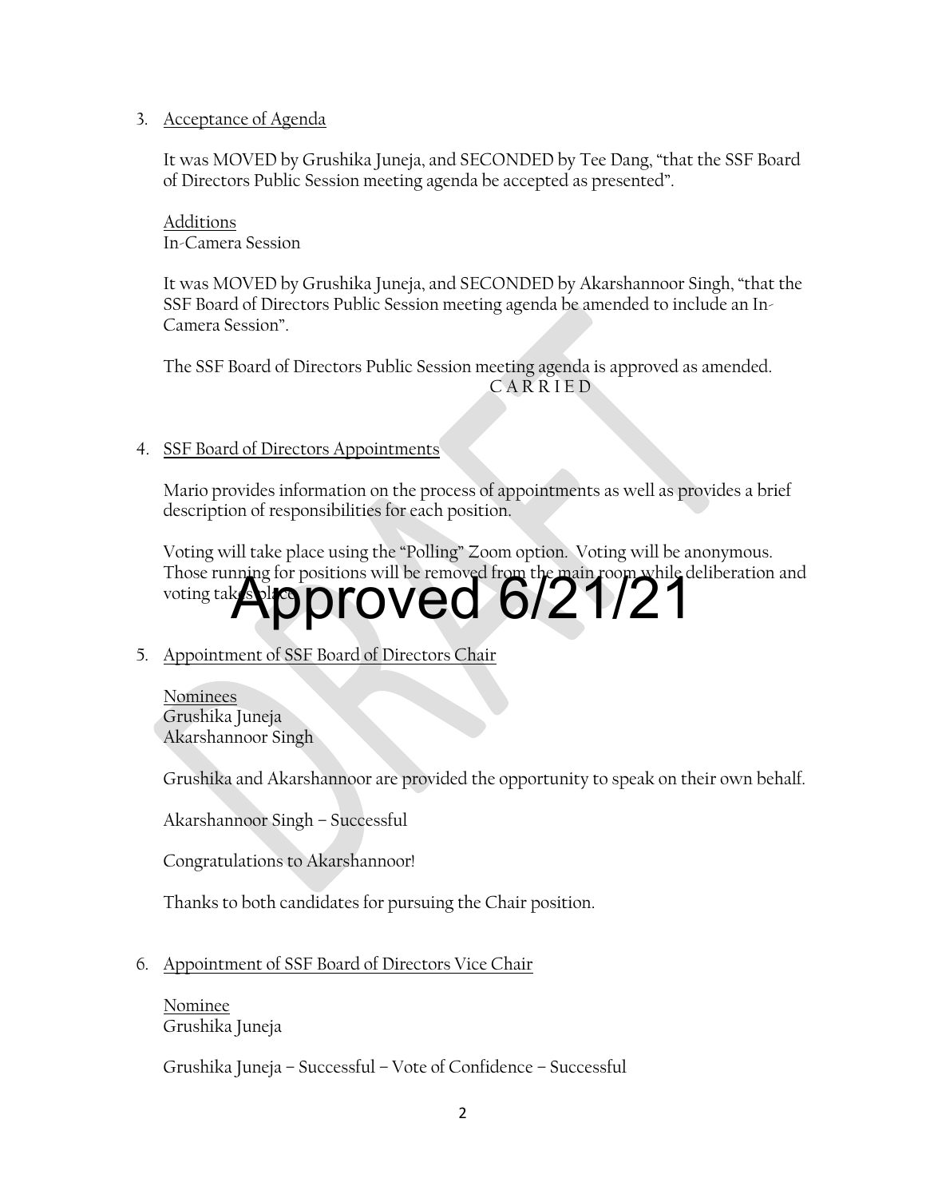3. Acceptance of Agenda

   It was MOVED by Grushika Juneja, and SECONDED by Tee Dang, "that the SSF Board of Directors Public Session meeting agenda be accepted as presented".

   Additions
   In-Camera Session

   It was MOVED by Grushika Juneja, and SECONDED by Akarshannoor Singh, "that the SSF Board of Directors Public Session meeting agenda be amended to include an In-Camera Session".

   The SSF Board of Directors Public Session meeting agenda is approved as amended.

   C A R R I E D

4. SSF Board of Directors Appointments

   Mario provides information on the process of appointments as well as provides a brief description of responsibilities for each position.

   Voting will take place using the "Polling" Zoom option. Voting will be anonymous. Those running for positions will be removed from the main room while deliberation and voting takes place.

Approved 6/21/21

5. Appointment of SSF Board of Directors Chair

   Nominees
   Grushika Juneja
   Akarshannoor Singh

   Grushika and Akarshannoor are provided the opportunity to speak on their own behalf.

   Akarshannoor Singh – Successful

   Congratulations to Akarshannoor!

   Thanks to both candidates for pursuing the Chair position.

6. Appointment of SSF Board of Directors Vice Chair

   Nominee
   Grushika Juneja

   Grushika Juneja – Successful – Vote of Confidence – Successful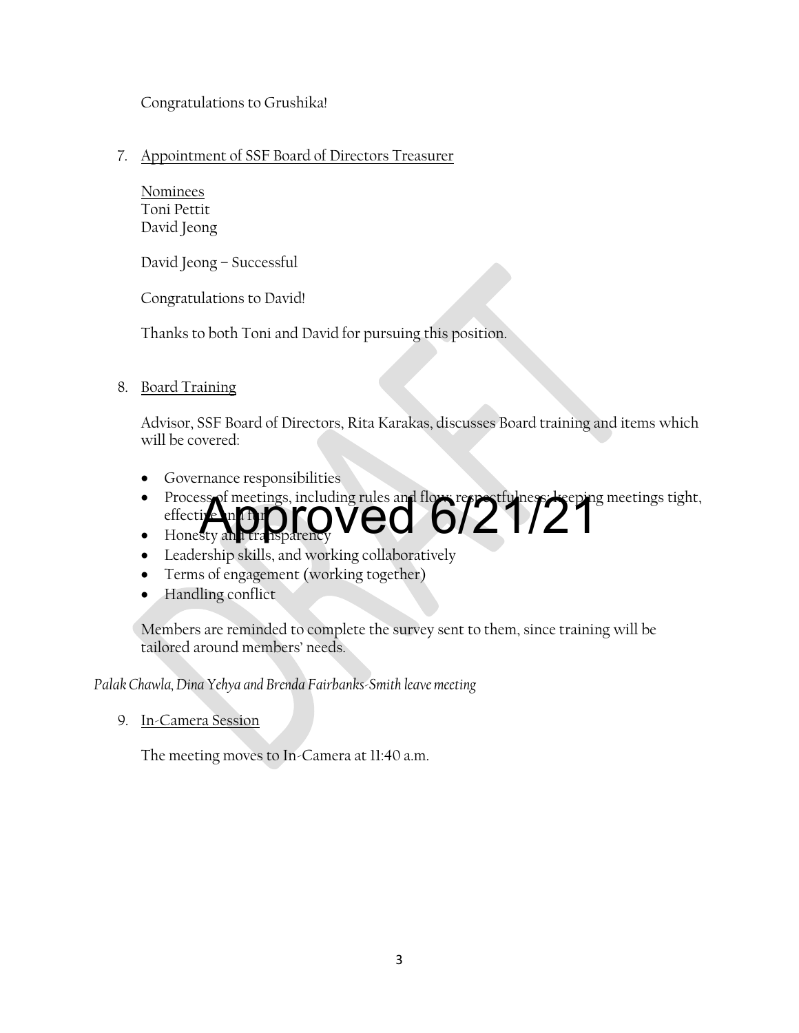Congratulations to Grushika!

7. Appointment of SSF Board of Directors Treasurer

   Nominees
   Toni Pettit
   David Jeong

   David Jeong – Successful

   Congratulations to David!

   Thanks to both Toni and David for pursuing this position.

8. Board Training

   Advisor, SSF Board of Directors, Rita Karakas, discusses Board training and items which will be covered:

   - Governance responsibilities
   - Process of meetings, including rules and flow; respectfulness; keeping meetings tight, effective and fun
   - Honesty and transparency
   - Leadership skills, and working collaboratively
   - Terms of engagement (working together)
   - Handling conflict

   Members are reminded to complete the survey sent to them, since training will be tailored around members' needs.

*Palak Chawla, Dina Yehya and Brenda Fairbanks-Smith leave meeting*

9. In-Camera Session

   The meeting moves to In-Camera at 11:40 a.m.

Approved 6/21/21

DRAFT